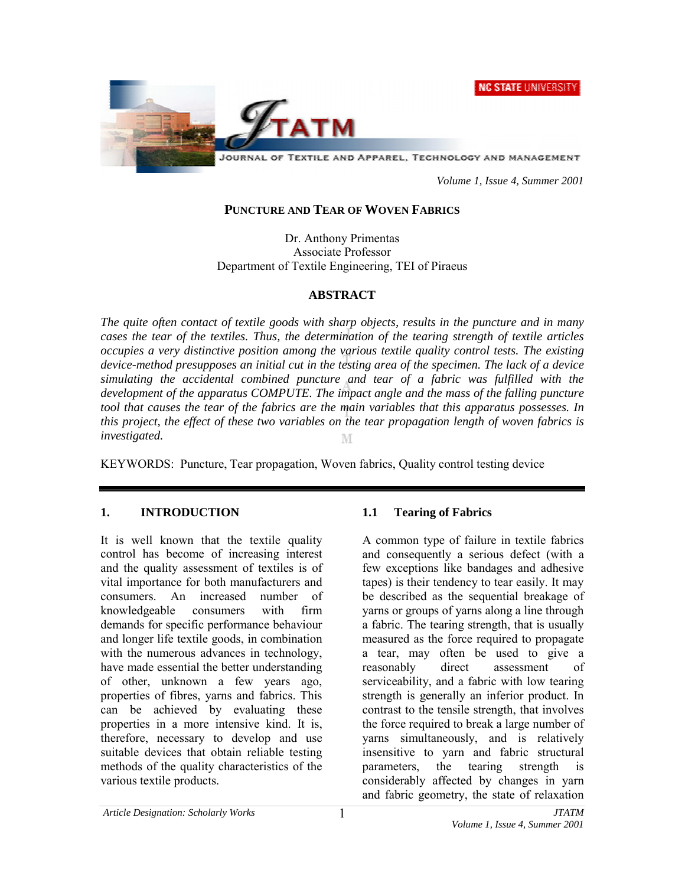# PUNCTURE AND TEAR OF WOVEN FABRICS

Dr. Anthony Primentas
Associate Professor
Department of Textile Engineering, TEI of Piraeus

## ABSTRACT

*The quite often contact of textile goods with sharp objects, results in the puncture and in many cases the tear of the textiles. Thus, the determination of the tearing strength of textile articles occupies a very distinctive position among the various textile quality control tests. The existing device-method presupposes an initial cut in the testing area of the specimen. The lack of a device simulating the accidental combined puncture and tear of a fabric was fulfilled with the development of the apparatus COMPUTE. The impact angle and the mass of the falling puncture tool that causes the tear of the fabrics are the main variables that this apparatus possesses. In this project, the effect of these two variables on the tear propagation length of woven fabrics is investigated.*

KEYWORDS: Puncture, Tear propagation, Woven fabrics, Quality control testing device

## 1. INTRODUCTION

It is well known that the textile quality control has become of increasing interest and the quality assessment of textiles is of vital importance for both manufacturers and consumers. An increased number of knowledgeable consumers with firm demands for specific performance behaviour and longer life textile goods, in combination with the numerous advances in technology, have made essential the better understanding of other, unknown a few years ago, properties of fibres, yarns and fabrics. This can be achieved by evaluating these properties in a more intensive kind. It is, therefore, necessary to develop and use suitable devices that obtain reliable testing methods of the quality characteristics of the various textile products.

### 1.1 Tearing of Fabrics

A common type of failure in textile fabrics and consequently a serious defect (with a few exceptions like bandages and adhesive tapes) is their tendency to tear easily. It may be described as the sequential breakage of yarns or groups of yarns along a line through a fabric. The tearing strength, that is usually measured as the force required to propagate a tear, may often be used to give a reasonably direct assessment of serviceability, and a fabric with low tearing strength is generally an inferior product. In contrast to the tensile strength, that involves the force required to break a large number of yarns simultaneously, and is relatively insensitive to yarn and fabric structural parameters, the tearing strength is considerably affected by changes in yarn and fabric geometry, the state of relaxation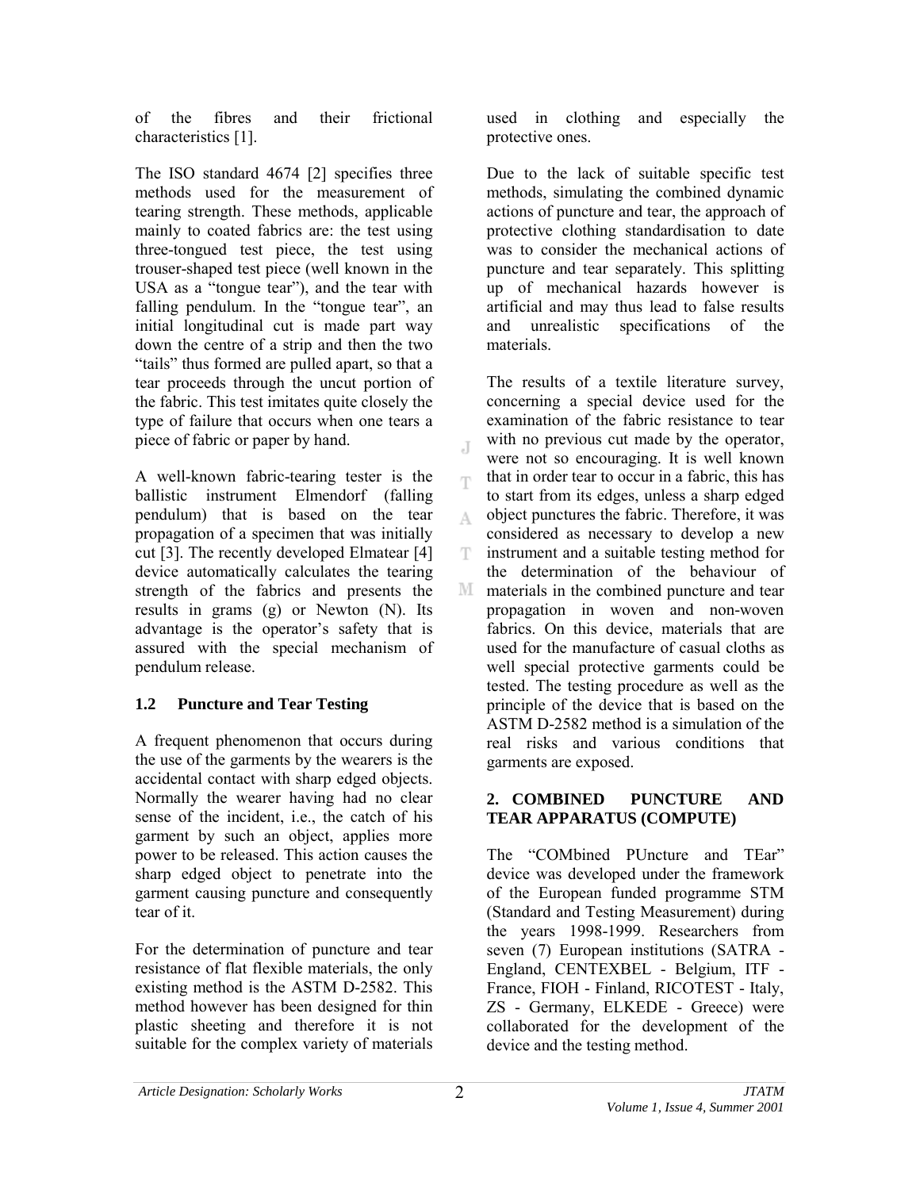of the fibres and their frictional characteristics [1].

The ISO standard 4674 [2] specifies three methods used for the measurement of tearing strength. These methods, applicable mainly to coated fabrics are: the test using three-tongued test piece, the test using trouser-shaped test piece (well known in the USA as a "tongue tear"), and the tear with falling pendulum. In the "tongue tear", an initial longitudinal cut is made part way down the centre of a strip and then the two "tails" thus formed are pulled apart, so that a tear proceeds through the uncut portion of the fabric. This test imitates quite closely the type of failure that occurs when one tears a piece of fabric or paper by hand.

A well-known fabric-tearing tester is the ballistic instrument Elmendorf (falling pendulum) that is based on the tear propagation of a specimen that was initially cut [3]. The recently developed Elmatear [4] device automatically calculates the tearing strength of the fabrics and presents the results in grams (g) or Newton (N). Its advantage is the operator's safety that is assured with the special mechanism of pendulum release.

### 1.2 Puncture and Tear Testing

A frequent phenomenon that occurs during the use of the garments by the wearers is the accidental contact with sharp edged objects. Normally the wearer having had no clear sense of the incident, i.e., the catch of his garment by such an object, applies more power to be released. This action causes the sharp edged object to penetrate into the garment causing puncture and consequently tear of it.

For the determination of puncture and tear resistance of flat flexible materials, the only existing method is the ASTM D-2582. This method however has been designed for thin plastic sheeting and therefore it is not suitable for the complex variety of materials used in clothing and especially the protective ones.

Due to the lack of suitable specific test methods, simulating the combined dynamic actions of puncture and tear, the approach of protective clothing standardisation to date was to consider the mechanical actions of puncture and tear separately. This splitting up of mechanical hazards however is artificial and may thus lead to false results and unrealistic specifications of the materials.

The results of a textile literature survey, concerning a special device used for the examination of the fabric resistance to tear with no previous cut made by the operator, were not so encouraging. It is well known that in order tear to occur in a fabric, this has to start from its edges, unless a sharp edged object punctures the fabric. Therefore, it was considered as necessary to develop a new instrument and a suitable testing method for the determination of the behaviour of materials in the combined puncture and tear propagation in woven and non-woven fabrics. On this device, materials that are used for the manufacture of casual cloths as well special protective garments could be tested. The testing procedure as well as the principle of the device that is based on the ASTM D-2582 method is a simulation of the real risks and various conditions that garments are exposed.

## 2. COMBINED PUNCTURE AND TEAR APPARATUS (COMPUTE)

The "COMbined PUncture and TEar" device was developed under the framework of the European funded programme STM (Standard and Testing Measurement) during the years 1998-1999. Researchers from seven (7) European institutions (SATRA - England, CENTEXBEL - Belgium, ITF - France, FIOH - Finland, RICOTEST - Italy, ZS - Germany, ELKEDE - Greece) were collaborated for the development of the device and the testing method.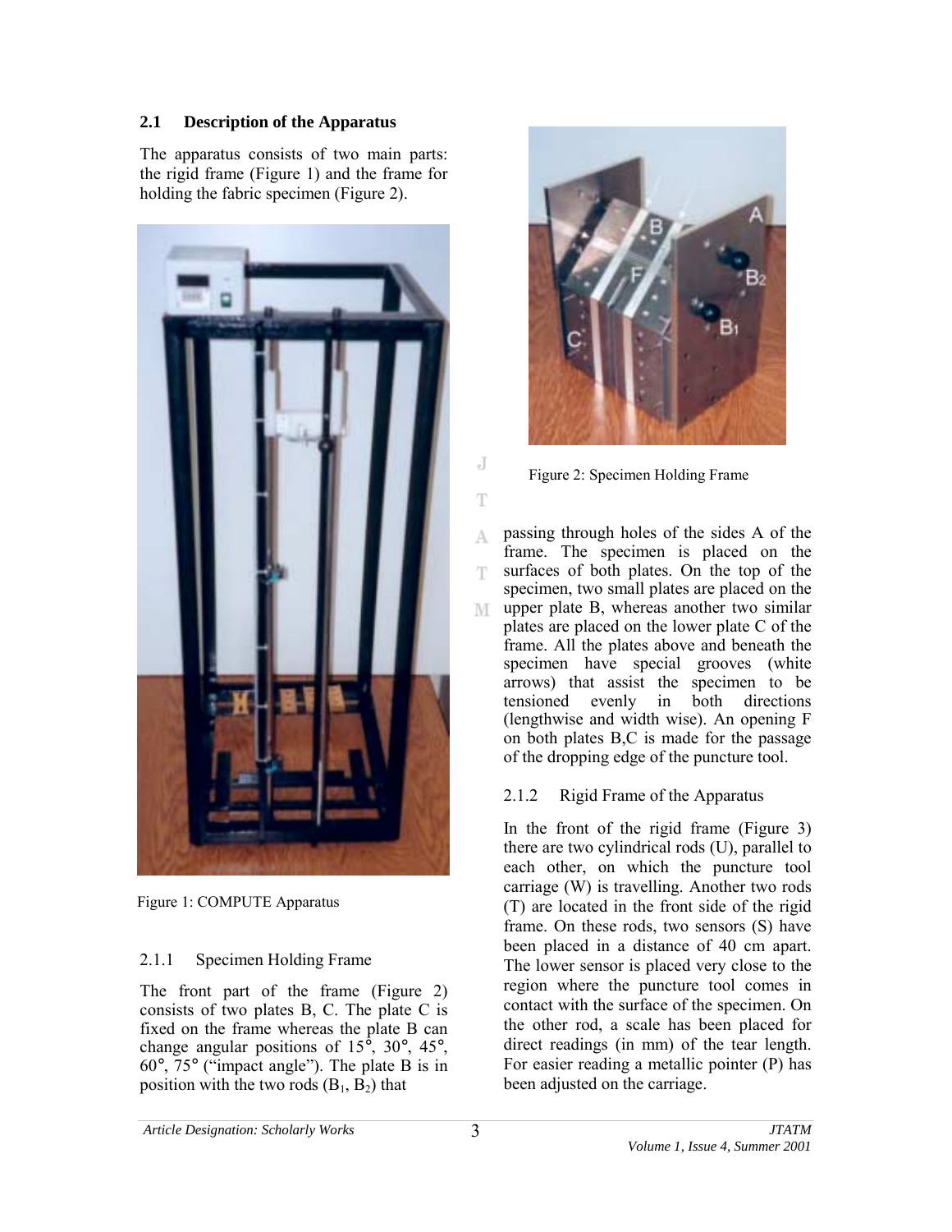### 2.1 Description of the Apparatus

The apparatus consists of two main parts: the rigid frame (Figure 1) and the frame for holding the fabric specimen (Figure 2).

Figure 1: COMPUTE Apparatus

#### 2.1.1 Specimen Holding Frame

The front part of the frame (Figure 2) consists of two plates B, C. The plate C is fixed on the frame whereas the plate B can change angular positions of 15°, 30°, 45°, 60°, 75° ("impact angle"). The plate B is in position with the two rods ($B_1$, $B_2$) that passing through holes of the sides A of the frame. The specimen is placed on the surfaces of both plates. On the top of the specimen, two small plates are placed on the upper plate B, whereas another two similar plates are placed on the lower plate C of the frame. All the plates above and beneath the specimen have special grooves (white arrows) that assist the specimen to be tensioned evenly in both directions (lengthwise and width wise). An opening F on both plates B,C is made for the passage of the dropping edge of the puncture tool.

Figure 2: Specimen Holding Frame

#### 2.1.2 Rigid Frame of the Apparatus

In the front of the rigid frame (Figure 3) there are two cylindrical rods (U), parallel to each other, on which the puncture tool carriage (W) is travelling. Another two rods (T) are located in the front side of the rigid frame. On these rods, two sensors (S) have been placed in a distance of 40 cm apart. The lower sensor is placed very close to the region where the puncture tool comes in contact with the surface of the specimen. On the other rod, a scale has been placed for direct readings (in mm) of the tear length. For easier reading a metallic pointer (P) has been adjusted on the carriage.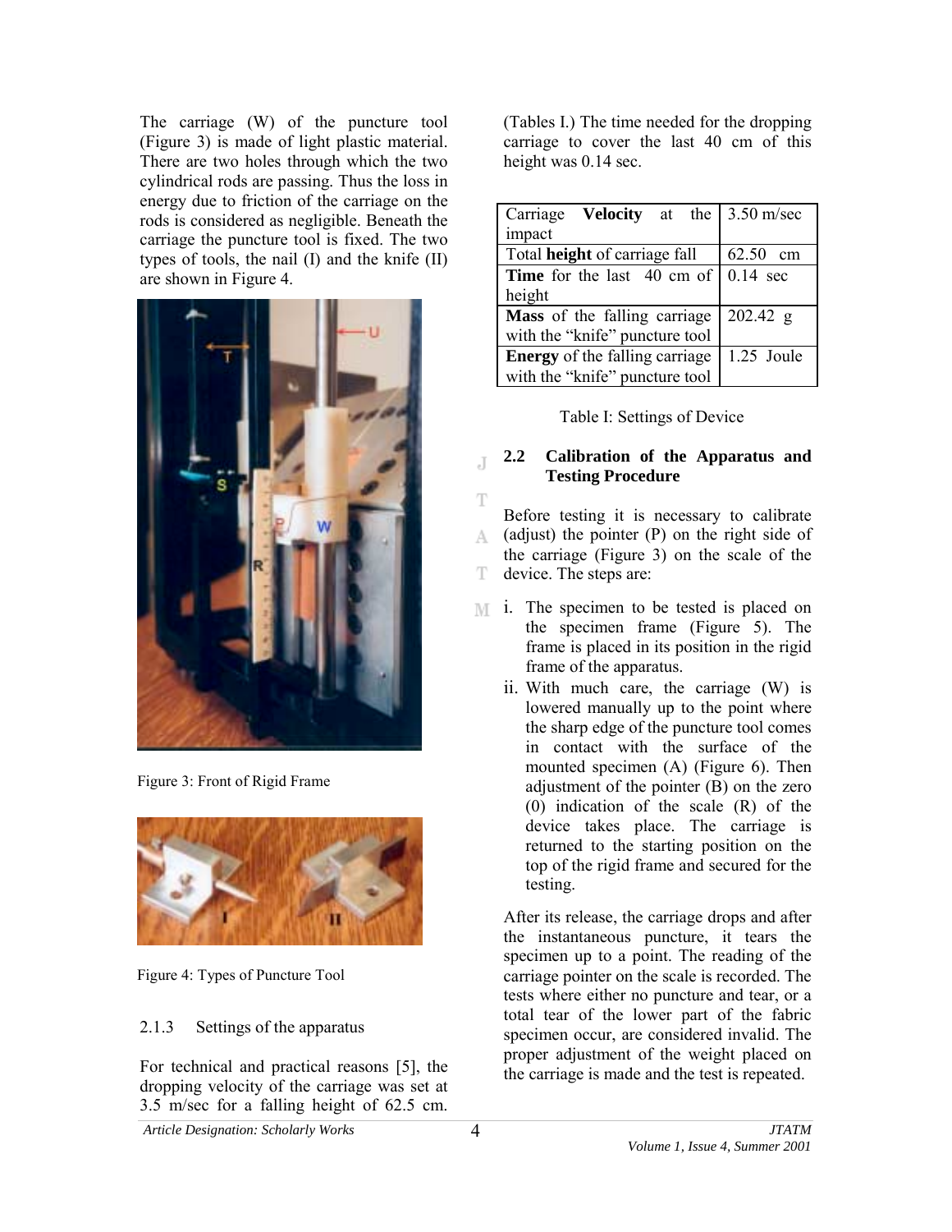The carriage (W) of the puncture tool (Figure 3) is made of light plastic material. There are two holes through which the two cylindrical rods are passing. Thus the loss in energy due to friction of the carriage on the rods is considered as negligible. Beneath the carriage the puncture tool is fixed. The two types of tools, the nail (I) and the knife (II) are shown in Figure 4.

Figure 3: Front of Rigid Frame

Figure 4: Types of Puncture Tool

### 2.1.3 Settings of the apparatus

For technical and practical reasons [5], the dropping velocity of the carriage was set at 3.5 m/sec for a falling height of 62.5 cm. (Tables I.) The time needed for the dropping carriage to cover the last 40 cm of this height was 0.14 sec.

| | |
|---|---|
| Carriage **Velocity** at the impact | 3.50 m/sec |
| Total **height** of carriage fall | 62.50 cm |
| **Time** for the last 40 cm of height | 0.14 sec |
| **Mass** of the falling carriage with the "knife" puncture tool | 202.42 g |
| **Energy** of the falling carriage with the "knife" puncture tool | 1.25 Joule |

Table I: Settings of Device

## 2.2 Calibration of the Apparatus and Testing Procedure

Before testing it is necessary to calibrate (adjust) the pointer (P) on the right side of the carriage (Figure 3) on the scale of the device. The steps are:

i. The specimen to be tested is placed on the specimen frame (Figure 5). The frame is placed in its position in the rigid frame of the apparatus.

ii. With much care, the carriage (W) is lowered manually up to the point where the sharp edge of the puncture tool comes in contact with the surface of the mounted specimen (A) (Figure 6). Then adjustment of the pointer (B) on the zero (0) indication of the scale (R) of the device takes place. The carriage is returned to the starting position on the top of the rigid frame and secured for the testing.

After its release, the carriage drops and after the instantaneous puncture, it tears the specimen up to a point. The reading of the carriage pointer on the scale is recorded. The tests where either no puncture and tear, or a total tear of the lower part of the fabric specimen occur, are considered invalid. The proper adjustment of the weight placed on the carriage is made and the test is repeated.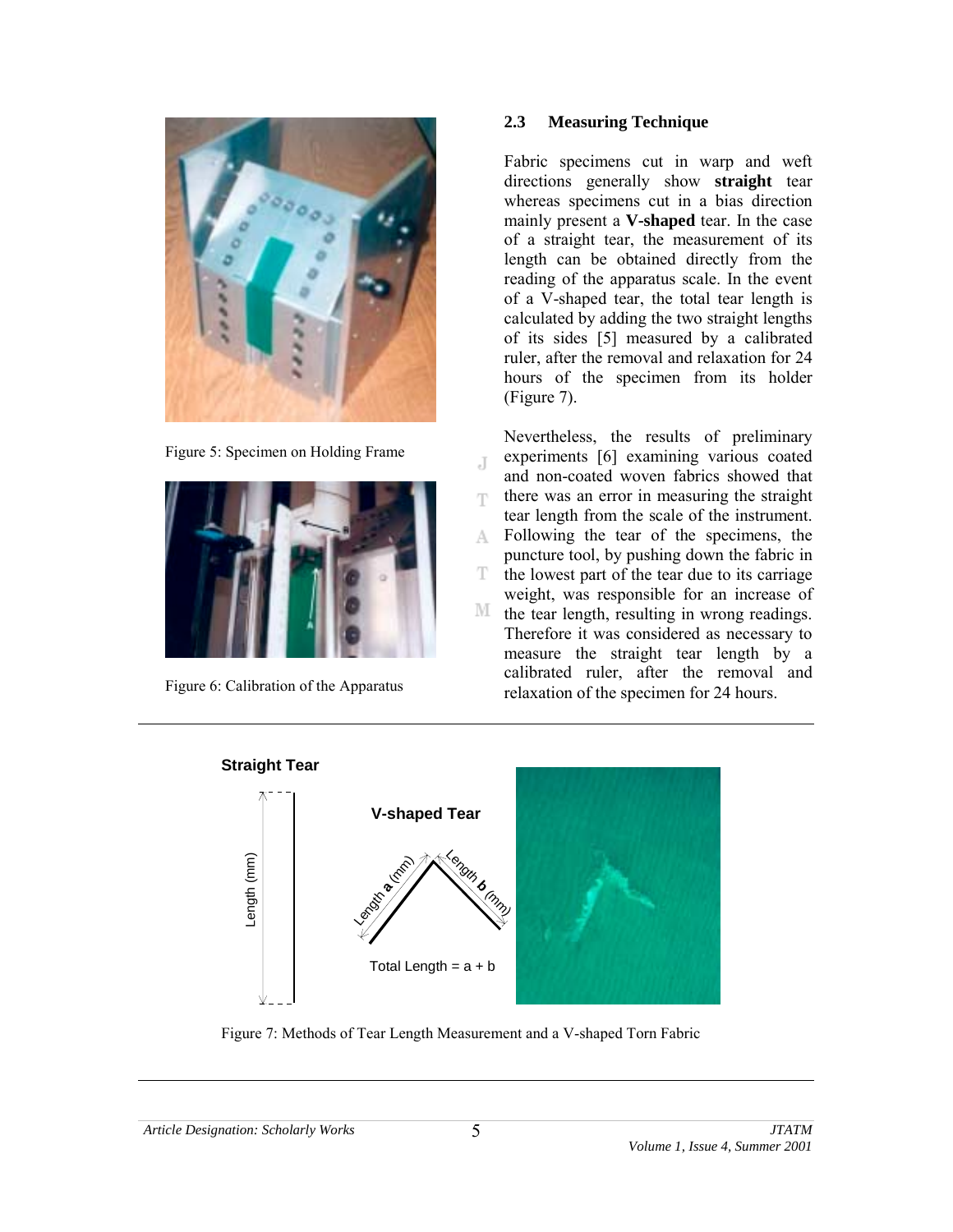Figure 5: Specimen on Holding Frame

Figure 6: Calibration of the Apparatus

### 2.3 Measuring Technique

Fabric specimens cut in warp and weft directions generally show **straight** tear whereas specimens cut in a bias direction mainly present a **V-shaped** tear. In the case of a straight tear, the measurement of its length can be obtained directly from the reading of the apparatus scale. In the event of a V-shaped tear, the total tear length is calculated by adding the two straight lengths of its sides [5] measured by a calibrated ruler, after the removal and relaxation for 24 hours of the specimen from its holder (Figure 7).

Nevertheless, the results of preliminary experiments [6] examining various coated and non-coated woven fabrics showed that there was an error in measuring the straight tear length from the scale of the instrument. Following the tear of the specimens, the puncture tool, by pushing down the fabric in the lowest part of the tear due to its carriage weight, was responsible for an increase of the tear length, resulting in wrong readings. Therefore it was considered as necessary to measure the straight tear length by a calibrated ruler, after the removal and relaxation of the specimen for 24 hours.

Figure 7: Methods of Tear Length Measurement and a V-shaped Torn Fabric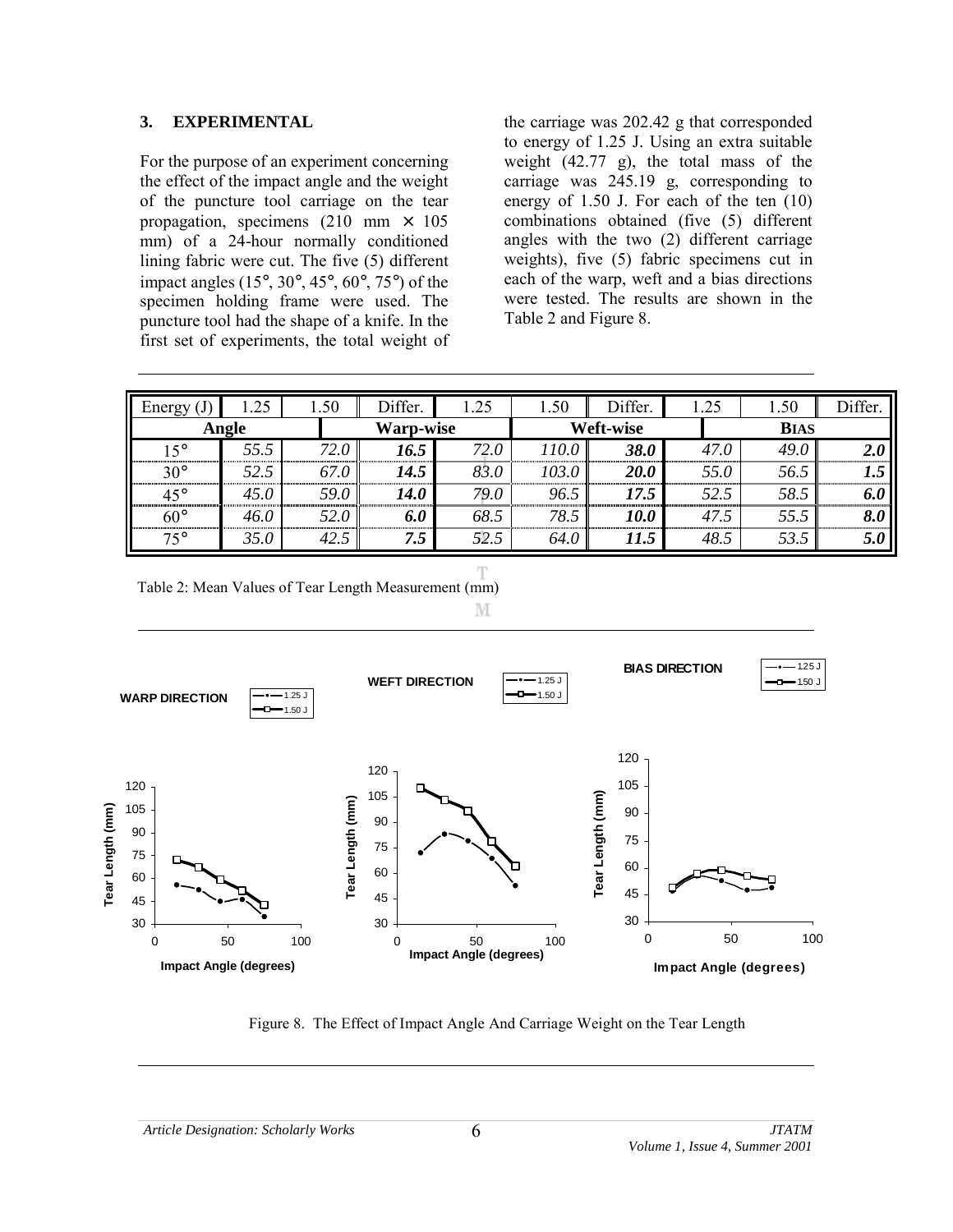## 3. EXPERIMENTAL

For the purpose of an experiment concerning the effect of the impact angle and the weight of the puncture tool carriage on the tear propagation, specimens (210 mm × 105 mm) of a 24-hour normally conditioned lining fabric were cut. The five (5) different impact angles (15°, 30°, 45°, 60°, 75°) of the specimen holding frame were used. The puncture tool had the shape of a knife. In the first set of experiments, the total weight of the carriage was 202.42 g that corresponded to energy of 1.25 J. Using an extra suitable weight (42.77 g), the total mass of the carriage was 245.19 g, corresponding to energy of 1.50 J. For each of the ten (10) combinations obtained (five (5) different angles with the two (2) different carriage weights), five (5) fabric specimens cut in each of the warp, weft and a bias directions were tested. The results are shown in the Table 2 and Figure 8.

| Energy (J) | 1.25 | 1.50 | Differ. | 1.25 | 1.50 | Differ. | 1.25 | 1.50 | Differ. |
|---|---|---|---|---|---|---|---|---|---|
| Angle | | Warp-wise | | | Weft-wise | | | BIAS | |
| 15° | *55.5* | *72.0* | ***16.5*** | *72.0* | *110.0* | ***38.0*** | *47.0* | *49.0* | ***2.0*** |
| 30° | *52.5* | *67.0* | ***14.5*** | *83.0* | *103.0* | ***20.0*** | *55.0* | *56.5* | ***1.5*** |
| 45° | *45.0* | *59.0* | ***14.0*** | *79.0* | *96.5* | ***17.5*** | *52.5* | *58.5* | ***6.0*** |
| 60° | *46.0* | *52.0* | ***6.0*** | *68.5* | *78.5* | ***10.0*** | *47.5* | *55.5* | ***8.0*** |
| 75° | *35.0* | *42.5* | ***7.5*** | *52.5* | *64.0* | ***11.5*** | *48.5* | *53.5* | ***5.0*** |

Table 2: Mean Values of Tear Length Measurement (mm)

Figure 8. The Effect of Impact Angle And Carriage Weight on the Tear Length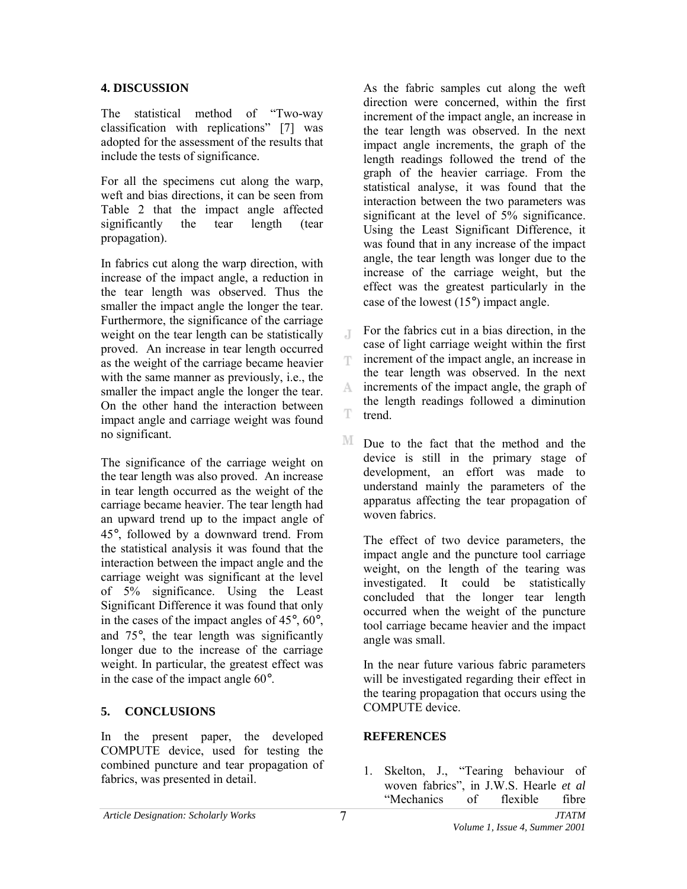## 4. DISCUSSION

The statistical method of "Two-way classification with replications" [7] was adopted for the assessment of the results that include the tests of significance.

For all the specimens cut along the warp, weft and bias directions, it can be seen from Table 2 that the impact angle affected significantly the tear length (tear propagation).

In fabrics cut along the warp direction, with increase of the impact angle, a reduction in the tear length was observed. Thus the smaller the impact angle the longer the tear. Furthermore, the significance of the carriage weight on the tear length can be statistically proved. An increase in tear length occurred as the weight of the carriage became heavier with the same manner as previously, i.e., the smaller the impact angle the longer the tear. On the other hand the interaction between impact angle and carriage weight was found no significant.

The significance of the carriage weight on the tear length was also proved. An increase in tear length occurred as the weight of the carriage became heavier. The tear length had an upward trend up to the impact angle of 45°, followed by a downward trend. From the statistical analysis it was found that the interaction between the impact angle and the carriage weight was significant at the level of 5% significance. Using the Least Significant Difference it was found that only in the cases of the impact angles of 45°, 60°, and 75°, the tear length was significantly longer due to the increase of the carriage weight. In particular, the greatest effect was in the case of the impact angle 60°.

As the fabric samples cut along the weft direction were concerned, within the first increment of the impact angle, an increase in the tear length was observed. In the next impact angle increments, the graph of the length readings followed the trend of the graph of the heavier carriage. From the statistical analyse, it was found that the interaction between the two parameters was significant at the level of 5% significance. Using the Least Significant Difference, it was found that in any increase of the impact angle, the tear length was longer due to the increase of the carriage weight, but the effect was the greatest particularly in the case of the lowest (15°) impact angle.

For the fabrics cut in a bias direction, in the case of light carriage weight within the first increment of the impact angle, an increase in the tear length was observed. In the next increments of the impact angle, the graph of the length readings followed a diminution trend.

## 5. CONCLUSIONS

In the present paper, the developed COMPUTE device, used for testing the combined puncture and tear propagation of fabrics, was presented in detail.

Due to the fact that the method and the device is still in the primary stage of development, an effort was made to understand mainly the parameters of the apparatus affecting the tear propagation of woven fabrics.

The effect of two device parameters, the impact angle and the puncture tool carriage weight, on the length of the tearing was investigated. It could be statistically concluded that the longer tear length occurred when the weight of the puncture tool carriage became heavier and the impact angle was small.

In the near future various fabric parameters will be investigated regarding their effect in the tearing propagation that occurs using the COMPUTE device.

## REFERENCES

1. Skelton, J., "Tearing behaviour of woven fabrics", in J.W.S. Hearle *et al* "Mechanics of flexible fibre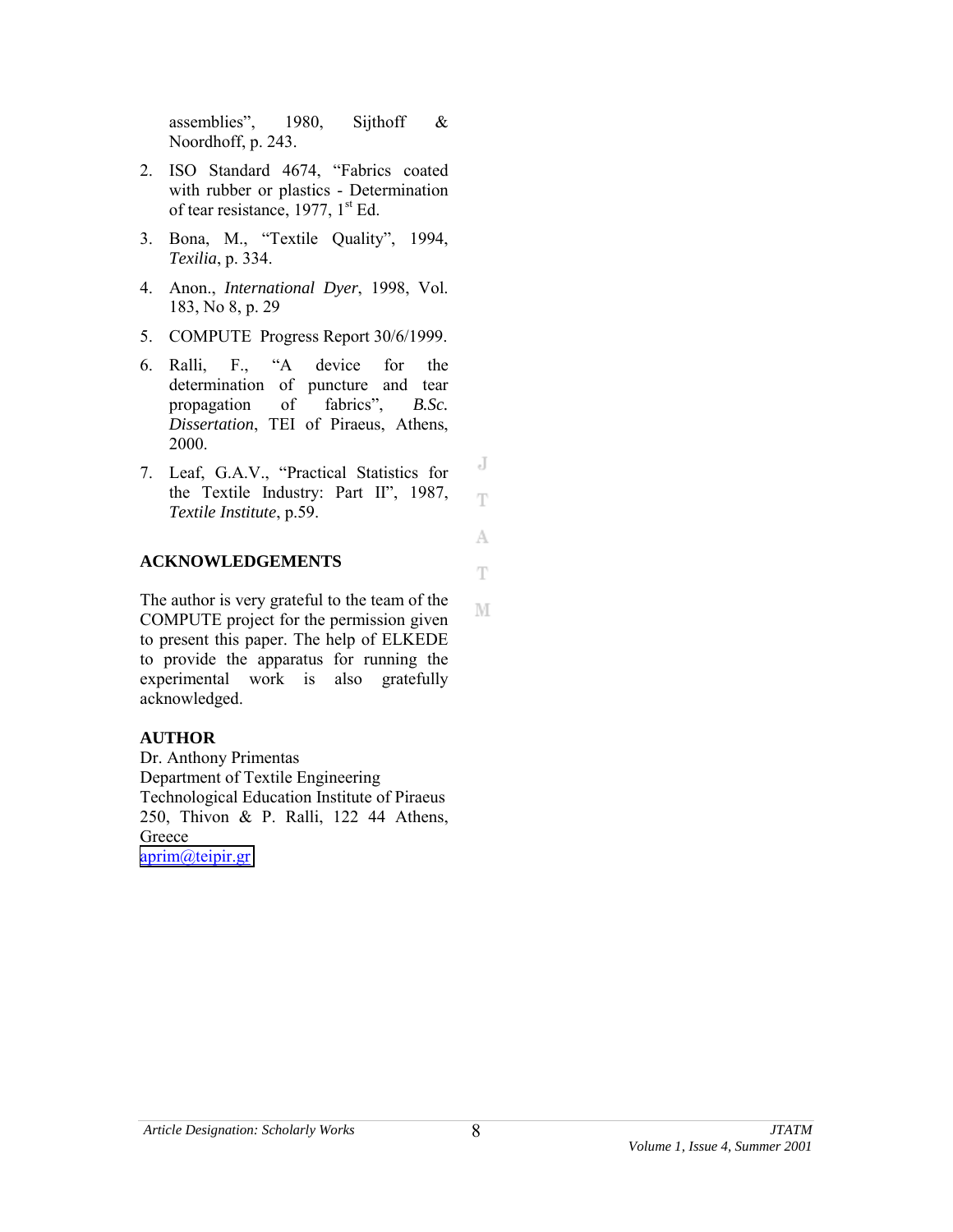assemblies", 1980, Sijthoff & Noordhoff, p. 243.

2. ISO Standard 4674, "Fabrics coated with rubber or plastics - Determination of tear resistance, 1977, 1st Ed.
3. Bona, M., "Textile Quality", 1994, *Texilia*, p. 334.
4. Anon., *International Dyer*, 1998, Vol. 183, No 8, p. 29
5. COMPUTE Progress Report 30/6/1999.
6. Ralli, F., "A device for the determination of puncture and tear propagation of fabrics", *B.Sc. Dissertation*, TEI of Piraeus, Athens, 2000.
7. Leaf, G.A.V., "Practical Statistics for the Textile Industry: Part II", 1987, *Textile Institute*, p.59.

## ACKNOWLEDGEMENTS

The author is very grateful to the team of the COMPUTE project for the permission given to present this paper. The help of ELKEDE to provide the apparatus for running the experimental work is also gratefully acknowledged.

## AUTHOR

Dr. Anthony Primentas
Department of Textile Engineering
Technological Education Institute of Piraeus
250, Thivon & P. Ralli, 122 44 Athens, Greece
aprim@teipir.gr